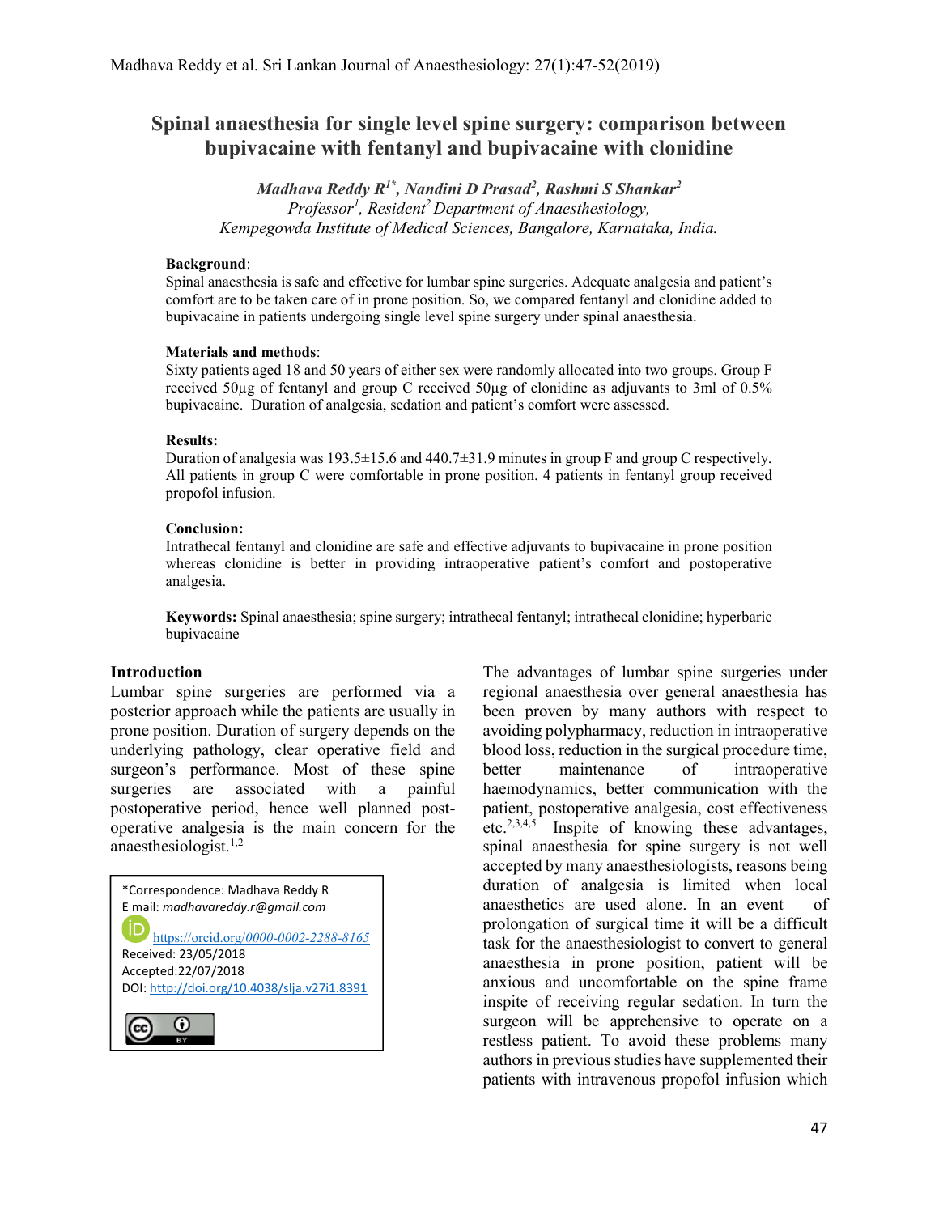# Spinal anaesthesia for single level spine surgery: comparison between bupivacaine with fentanyl and bupivacaine with clonidine

*Madhava Reddy R[1*], Nandini D Prasad[2], Rashmi S Shankar[2]*
*Professor[1], Resident[2] Department of Anaesthesiology, Kempegowda Institute of Medical Sciences, Bangalore, Karnataka, India.*

**Background**:
Spinal anaesthesia is safe and effective for lumbar spine surgeries. Adequate analgesia and patient's comfort are to be taken care of in prone position. So, we compared fentanyl and clonidine added to bupivacaine in patients undergoing single level spine surgery under spinal anaesthesia.

**Materials and methods**:
Sixty patients aged 18 and 50 years of either sex were randomly allocated into two groups. Group F received 50µg of fentanyl and group C received 50µg of clonidine as adjuvants to 3ml of 0.5% bupivacaine. Duration of analgesia, sedation and patient's comfort were assessed.

**Results:**
Duration of analgesia was 193.5±15.6 and 440.7±31.9 minutes in group F and group C respectively. All patients in group C were comfortable in prone position. 4 patients in fentanyl group received propofol infusion.

**Conclusion:**
Intrathecal fentanyl and clonidine are safe and effective adjuvants to bupivacaine in prone position whereas clonidine is better in providing intraoperative patient's comfort and postoperative analgesia.

**Keywords:** Spinal anaesthesia; spine surgery; intrathecal fentanyl; intrathecal clonidine; hyperbaric bupivacaine

## Introduction

Lumbar spine surgeries are performed via a posterior approach while the patients are usually in prone position. Duration of surgery depends on the underlying pathology, clear operative field and surgeon's performance. Most of these spine surgeries are associated with a painful postoperative period, hence well planned post-operative analgesia is the main concern for the anaesthesiologist.[1,2]

The advantages of lumbar spine surgeries under regional anaesthesia over general anaesthesia has been proven by many authors with respect to avoiding polypharmacy, reduction in intraoperative blood loss, reduction in the surgical procedure time, better maintenance of intraoperative haemodynamics, better communication with the patient, postoperative analgesia, cost effectiveness etc.[2,3,4,5] Inspite of knowing these advantages, spinal anaesthesia for spine surgery is not well accepted by many anaesthesiologists, reasons being duration of analgesia is limited when local anaesthetics are used alone. In an event of prolongation of surgical time it will be a difficult task for the anaesthesiologist to convert to general anaesthesia in prone position, patient will be anxious and uncomfortable on the spine frame inspite of receiving regular sedation. In turn the surgeon will be apprehensive to operate on a restless patient. To avoid these problems many authors in previous studies have supplemented their patients with intravenous propofol infusion which

*Correspondence: Madhava Reddy R
E mail: *madhavareddy.r@gmail.com*
https://orcid.org/0000-0002-2288-8165
Received: 23/05/2018
Accepted:22/07/2018
DOI: http://doi.org/10.4038/slja.v27i1.8391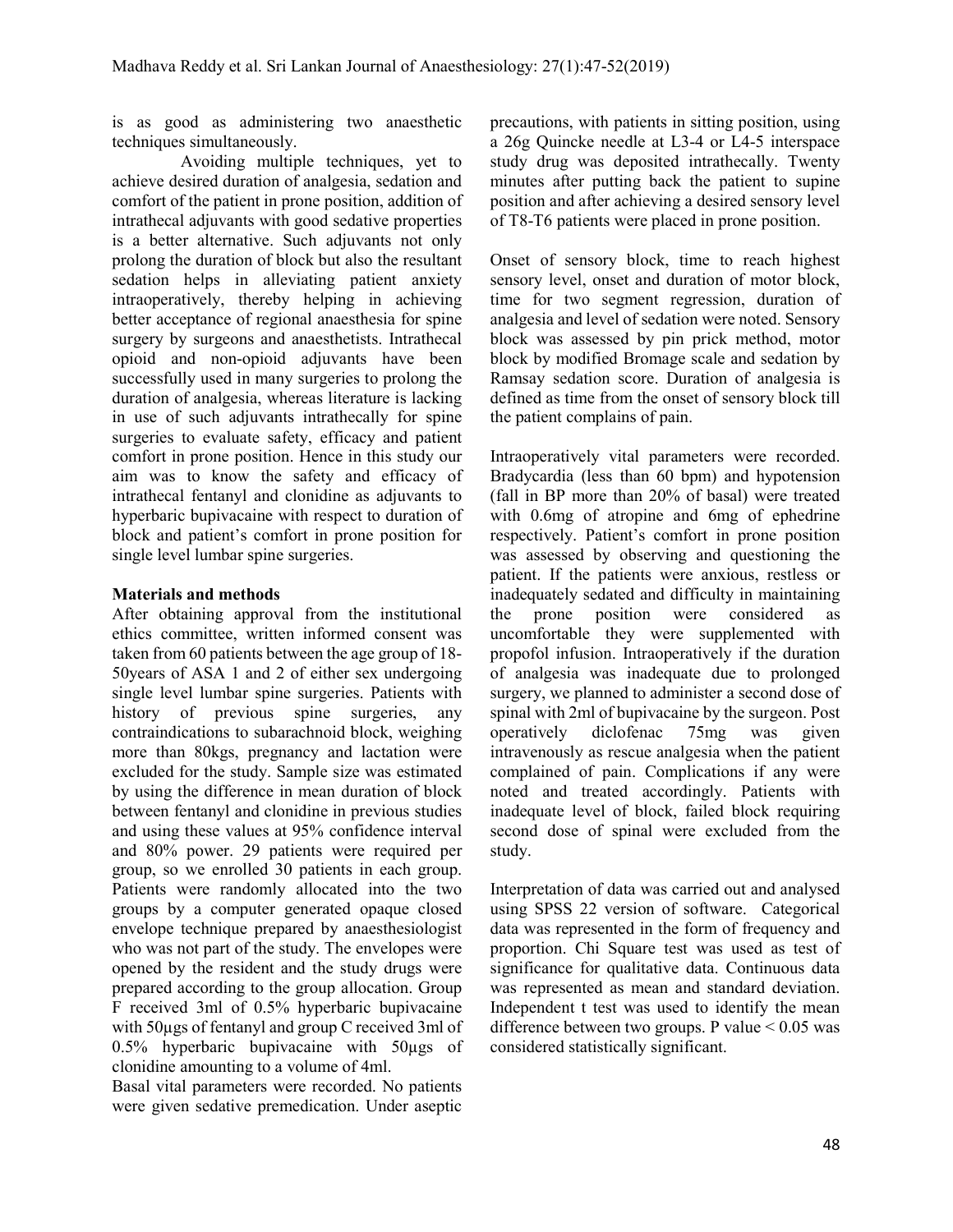is as good as administering two anaesthetic techniques simultaneously.

Avoiding multiple techniques, yet to achieve desired duration of analgesia, sedation and comfort of the patient in prone position, addition of intrathecal adjuvants with good sedative properties is a better alternative. Such adjuvants not only prolong the duration of block but also the resultant sedation helps in alleviating patient anxiety intraoperatively, thereby helping in achieving better acceptance of regional anaesthesia for spine surgery by surgeons and anaesthetists. Intrathecal opioid and non-opioid adjuvants have been successfully used in many surgeries to prolong the duration of analgesia, whereas literature is lacking in use of such adjuvants intrathecally for spine surgeries to evaluate safety, efficacy and patient comfort in prone position. Hence in this study our aim was to know the safety and efficacy of intrathecal fentanyl and clonidine as adjuvants to hyperbaric bupivacaine with respect to duration of block and patient's comfort in prone position for single level lumbar spine surgeries.

## Materials and methods

After obtaining approval from the institutional ethics committee, written informed consent was taken from 60 patients between the age group of 18-50years of ASA 1 and 2 of either sex undergoing single level lumbar spine surgeries. Patients with history of previous spine surgeries, any contraindications to subarachnoid block, weighing more than 80kgs, pregnancy and lactation were excluded for the study. Sample size was estimated by using the difference in mean duration of block between fentanyl and clonidine in previous studies and using these values at 95% confidence interval and 80% power. 29 patients were required per group, so we enrolled 30 patients in each group. Patients were randomly allocated into the two groups by a computer generated opaque closed envelope technique prepared by anaesthesiologist who was not part of the study. The envelopes were opened by the resident and the study drugs were prepared according to the group allocation. Group F received 3ml of 0.5% hyperbaric bupivacaine with 50µgs of fentanyl and group C received 3ml of 0.5% hyperbaric bupivacaine with 50µgs of clonidine amounting to a volume of 4ml.

Basal vital parameters were recorded. No patients were given sedative premedication. Under aseptic precautions, with patients in sitting position, using a 26g Quincke needle at L3-4 or L4-5 interspace study drug was deposited intrathecally. Twenty minutes after putting back the patient to supine position and after achieving a desired sensory level of T8-T6 patients were placed in prone position.

Onset of sensory block, time to reach highest sensory level, onset and duration of motor block, time for two segment regression, duration of analgesia and level of sedation were noted. Sensory block was assessed by pin prick method, motor block by modified Bromage scale and sedation by Ramsay sedation score. Duration of analgesia is defined as time from the onset of sensory block till the patient complains of pain.

Intraoperatively vital parameters were recorded. Bradycardia (less than 60 bpm) and hypotension (fall in BP more than 20% of basal) were treated with 0.6mg of atropine and 6mg of ephedrine respectively. Patient's comfort in prone position was assessed by observing and questioning the patient. If the patients were anxious, restless or inadequately sedated and difficulty in maintaining the prone position were considered as uncomfortable they were supplemented with propofol infusion. Intraoperatively if the duration of analgesia was inadequate due to prolonged surgery, we planned to administer a second dose of spinal with 2ml of bupivacaine by the surgeon. Post operatively diclofenac 75mg was given intravenously as rescue analgesia when the patient complained of pain. Complications if any were noted and treated accordingly. Patients with inadequate level of block, failed block requiring second dose of spinal were excluded from the study.

Interpretation of data was carried out and analysed using SPSS 22 version of software. Categorical data was represented in the form of frequency and proportion. Chi Square test was used as test of significance for qualitative data. Continuous data was represented as mean and standard deviation. Independent t test was used to identify the mean difference between two groups. P value $< 0.05$ was considered statistically significant.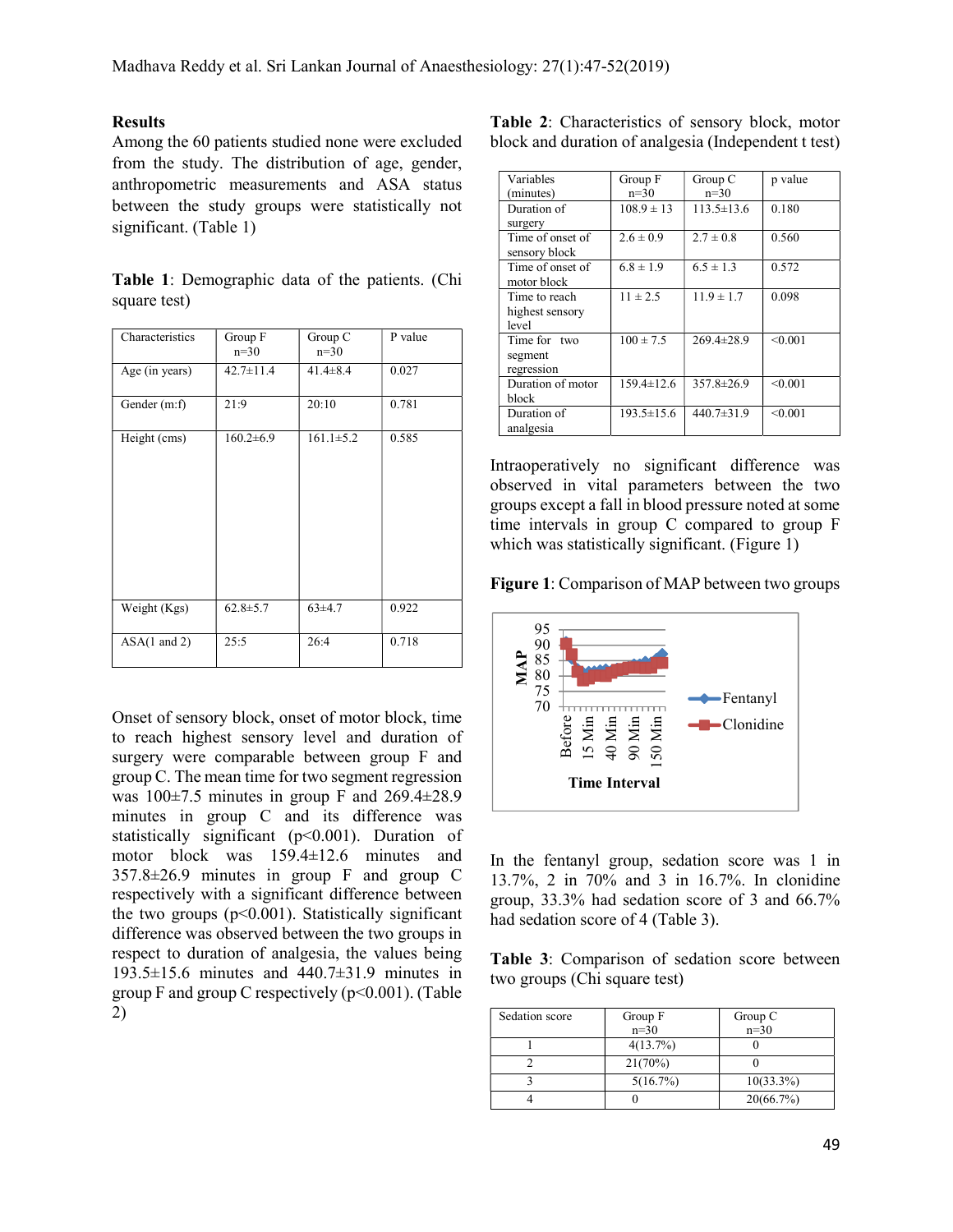## Results

Among the 60 patients studied none were excluded from the study. The distribution of age, gender, anthropometric measurements and ASA status between the study groups were statistically not significant. (Table 1)

**Table 1**: Demographic data of the patients. (Chi square test)

| Characteristics | Group F n=30 | Group C n=30 | P value |
|---|---|---|---|
| Age (in years) | 42.7±11.4 | 41.4±8.4 | 0.027 |
| Gender (m:f) | 21:9 | 20:10 | 0.781 |
| Height (cms) | 160.2±6.9 | 161.1±5.2 | 0.585 |
| Weight (Kgs) | 62.8±5.7 | 63±4.7 | 0.922 |
| ASA(1 and 2) | 25:5 | 26:4 | 0.718 |

Onset of sensory block, onset of motor block, time to reach highest sensory level and duration of surgery were comparable between group F and group C. The mean time for two segment regression was 100±7.5 minutes in group F and 269.4±28.9 minutes in group C and its difference was statistically significant (p<0.001). Duration of motor block was 159.4±12.6 minutes and 357.8±26.9 minutes in group F and group C respectively with a significant difference between the two groups (p<0.001). Statistically significant difference was observed between the two groups in respect to duration of analgesia, the values being 193.5±15.6 minutes and 440.7±31.9 minutes in group F and group C respectively (p<0.001). (Table 2)

**Table 2**: Characteristics of sensory block, motor block and duration of analgesia (Independent t test)

| Variables (minutes) | Group F n=30 | Group C n=30 | p value |
|---|---|---|---|
| Duration of surgery | 108.9 ± 13 | 113.5±13.6 | 0.180 |
| Time of onset of sensory block | 2.6 ± 0.9 | 2.7 ± 0.8 | 0.560 |
| Time of onset of motor block | 6.8 ± 1.9 | 6.5 ± 1.3 | 0.572 |
| Time to reach highest sensory level | 11 ± 2.5 | 11.9 ± 1.7 | 0.098 |
| Time for two segment regression | 100 ± 7.5 | 269.4±28.9 | <0.001 |
| Duration of motor block | 159.4±12.6 | 357.8±26.9 | <0.001 |
| Duration of analgesia | 193.5±15.6 | 440.7±31.9 | <0.001 |

Intraoperatively no significant difference was observed in vital parameters between the two groups except a fall in blood pressure noted at some time intervals in group C compared to group F which was statistically significant. (Figure 1)

**Figure 1**: Comparison of MAP between two groups

In the fentanyl group, sedation score was 1 in 13.7%, 2 in 70% and 3 in 16.7%. In clonidine group, 33.3% had sedation score of 3 and 66.7% had sedation score of 4 (Table 3).

**Table 3**: Comparison of sedation score between two groups (Chi square test)

| Sedation score | Group F n=30 | Group C n=30 |
|---|---|---|
| 1 | 4(13.7%) | 0 |
| 2 | 21(70%) | 0 |
| 3 | 5(16.7%) | 10(33.3%) |
| 4 | 0 | 20(66.7%) |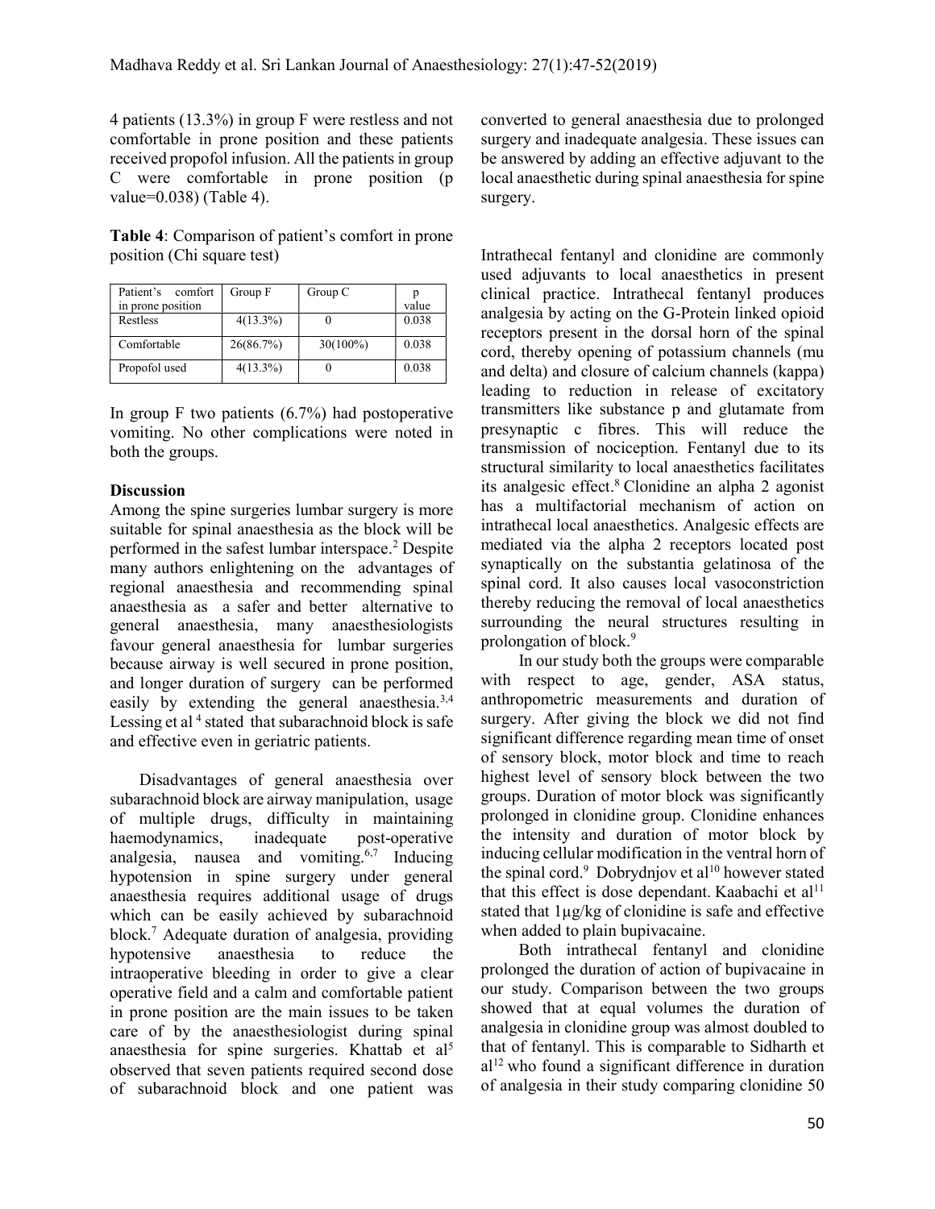4 patients (13.3%) in group F were restless and not comfortable in prone position and these patients received propofol infusion. All the patients in group C were comfortable in prone position (p value=0.038) (Table 4).

**Table 4**: Comparison of patient's comfort in prone position (Chi square test)

| Patient's comfort in prone position | Group F | Group C | p value |
|---|---|---|---|
| Restless | 4(13.3%) | 0 | 0.038 |
| Comfortable | 26(86.7%) | 30(100%) | 0.038 |
| Propofol used | 4(13.3%) | 0 | 0.038 |

In group F two patients (6.7%) had postoperative vomiting. No other complications were noted in both the groups.

## Discussion

Among the spine surgeries lumbar surgery is more suitable for spinal anaesthesia as the block will be performed in the safest lumbar interspace.[2] Despite many authors enlightening on the advantages of regional anaesthesia and recommending spinal anaesthesia as a safer and better alternative to general anaesthesia, many anaesthesiologists favour general anaesthesia for lumbar surgeries because airway is well secured in prone position, and longer duration of surgery can be performed easily by extending the general anaesthesia.[3,4] Lessing et al [4] stated that subarachnoid block is safe and effective even in geriatric patients.

Disadvantages of general anaesthesia over subarachnoid block are airway manipulation, usage of multiple drugs, difficulty in maintaining haemodynamics, inadequate post-operative analgesia, nausea and vomiting.[6,7] Inducing hypotension in spine surgery under general anaesthesia requires additional usage of drugs which can be easily achieved by subarachnoid block.[7] Adequate duration of analgesia, providing hypotensive anaesthesia to reduce the intraoperative bleeding in order to give a clear operative field and a calm and comfortable patient in prone position are the main issues to be taken care of by the anaesthesiologist during spinal anaesthesia for spine surgeries. Khattab et al[5] observed that seven patients required second dose of subarachnoid block and one patient was converted to general anaesthesia due to prolonged surgery and inadequate analgesia. These issues can be answered by adding an effective adjuvant to the local anaesthetic during spinal anaesthesia for spine surgery.

Intrathecal fentanyl and clonidine are commonly used adjuvants to local anaesthetics in present clinical practice. Intrathecal fentanyl produces analgesia by acting on the G-Protein linked opioid receptors present in the dorsal horn of the spinal cord, thereby opening of potassium channels (mu and delta) and closure of calcium channels (kappa) leading to reduction in release of excitatory transmitters like substance p and glutamate from presynaptic c fibres. This will reduce the transmission of nociception. Fentanyl due to its structural similarity to local anaesthetics facilitates its analgesic effect.[8] Clonidine an alpha 2 agonist has a multifactorial mechanism of action on intrathecal local anaesthetics. Analgesic effects are mediated via the alpha 2 receptors located post synaptically on the substantia gelatinosa of the spinal cord. It also causes local vasoconstriction thereby reducing the removal of local anaesthetics surrounding the neural structures resulting in prolongation of block.[9]

In our study both the groups were comparable with respect to age, gender, ASA status, anthropometric measurements and duration of surgery. After giving the block we did not find significant difference regarding mean time of onset of sensory block, motor block and time to reach highest level of sensory block between the two groups. Duration of motor block was significantly prolonged in clonidine group. Clonidine enhances the intensity and duration of motor block by inducing cellular modification in the ventral horn of the spinal cord.[9] Dobrydnjov et al[10] however stated that this effect is dose dependant. Kaabachi et al[11] stated that 1µg/kg of clonidine is safe and effective when added to plain bupivacaine.

Both intrathecal fentanyl and clonidine prolonged the duration of action of bupivacaine in our study. Comparison between the two groups showed that at equal volumes the duration of analgesia in clonidine group was almost doubled to that of fentanyl. This is comparable to Sidharth et al[12] who found a significant difference in duration of analgesia in their study comparing clonidine 50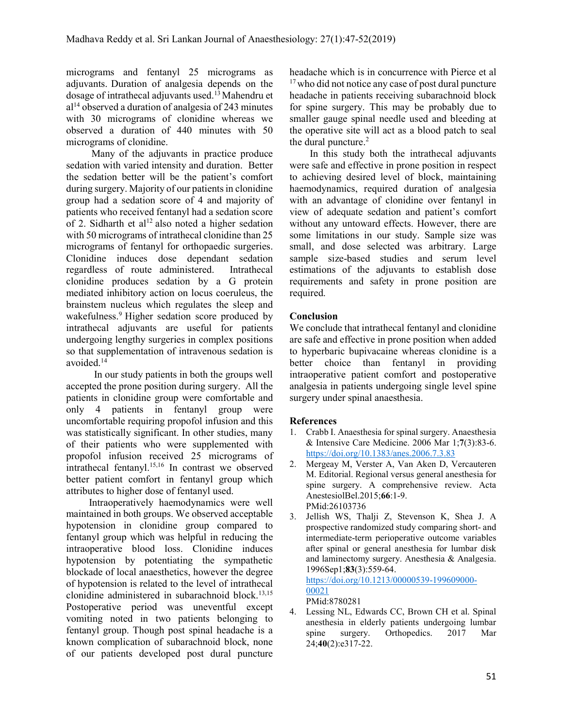micrograms and fentanyl 25 micrograms as adjuvants. Duration of analgesia depends on the dosage of intrathecal adjuvants used.[13] Mahendru et al[14] observed a duration of analgesia of 243 minutes with 30 micrograms of clonidine whereas we observed a duration of 440 minutes with 50 micrograms of clonidine.

Many of the adjuvants in practice produce sedation with varied intensity and duration. Better the sedation better will be the patient's comfort during surgery. Majority of our patients in clonidine group had a sedation score of 4 and majority of patients who received fentanyl had a sedation score of 2. Sidharth et al[12] also noted a higher sedation with 50 micrograms of intrathecal clonidine than 25 micrograms of fentanyl for orthopaedic surgeries. Clonidine induces dose dependant sedation regardless of route administered. Intrathecal clonidine produces sedation by a G protein mediated inhibitory action on locus coeruleus, the brainstem nucleus which regulates the sleep and wakefulness.[9] Higher sedation score produced by intrathecal adjuvants are useful for patients undergoing lengthy surgeries in complex positions so that supplementation of intravenous sedation is avoided.[14]

In our study patients in both the groups well accepted the prone position during surgery. All the patients in clonidine group were comfortable and only 4 patients in fentanyl group were uncomfortable requiring propofol infusion and this was statistically significant. In other studies, many of their patients who were supplemented with propofol infusion received 25 micrograms of intrathecal fentanyl.[15,16] In contrast we observed better patient comfort in fentanyl group which attributes to higher dose of fentanyl used.

Intraoperatively haemodynamics were well maintained in both groups. We observed acceptable hypotension in clonidine group compared to fentanyl group which was helpful in reducing the intraoperative blood loss. Clonidine induces hypotension by potentiating the sympathetic blockade of local anaesthetics, however the degree of hypotension is related to the level of intrathecal clonidine administered in subarachnoid block.[13,15] Postoperative period was uneventful except vomiting noted in two patients belonging to fentanyl group. Though post spinal headache is a known complication of subarachnoid block, none of our patients developed post dural puncture headache which is in concurrence with Pierce et al [17] who did not notice any case of post dural puncture headache in patients receiving subarachnoid block for spine surgery. This may be probably due to smaller gauge spinal needle used and bleeding at the operative site will act as a blood patch to seal the dural puncture.[2]

In this study both the intrathecal adjuvants were safe and effective in prone position in respect to achieving desired level of block, maintaining haemodynamics, required duration of analgesia with an advantage of clonidine over fentanyl in view of adequate sedation and patient's comfort without any untoward effects. However, there are some limitations in our study. Sample size was small, and dose selected was arbitrary. Large sample size-based studies and serum level estimations of the adjuvants to establish dose requirements and safety in prone position are required.

## Conclusion

We conclude that intrathecal fentanyl and clonidine are safe and effective in prone position when added to hyperbaric bupivacaine whereas clonidine is a better choice than fentanyl in providing intraoperative patient comfort and postoperative analgesia in patients undergoing single level spine surgery under spinal anaesthesia.

## References

1. Crabb I. Anaesthesia for spinal surgery. Anaesthesia & Intensive Care Medicine. 2006 Mar 1;**7**(3):83-6. https://doi.org/10.1383/anes.2006.7.3.83
2. Mergeay M, Verster A, Van Aken D, Vercauteren M. Editorial. Regional versus general anesthesia for spine surgery. A comprehensive review. Acta AnestesiolBel.2015;**66**:1-9. PMid:26103736
3. Jellish WS, Thalji Z, Stevenson K, Shea J. A prospective randomized study comparing short- and intermediate-term perioperative outcome variables after spinal or general anesthesia for lumbar disk and laminectomy surgery. Anesthesia & Analgesia. 1996Sep1;**83**(3):559-64. https://doi.org/10.1213/00000539-199609000-00021 PMid:8780281
4. Lessing NL, Edwards CC, Brown CH et al. Spinal anesthesia in elderly patients undergoing lumbar spine surgery. Orthopedics. 2017 Mar 24;**40**(2):e317-22.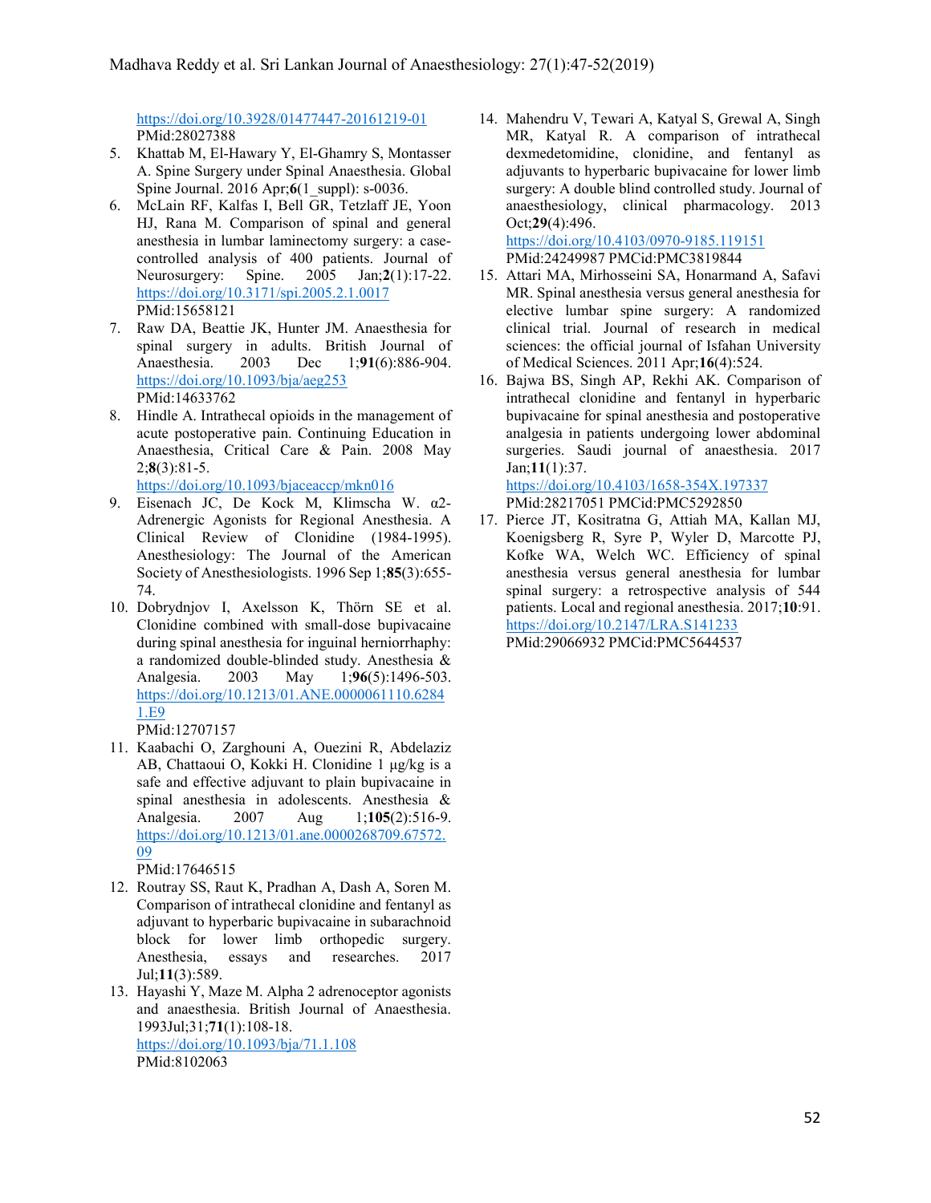https://doi.org/10.3928/01477447-20161219-01
PMid:28027388

5. Khattab M, El-Hawary Y, El-Ghamry S, Montasser A. Spine Surgery under Spinal Anaesthesia. Global Spine Journal. 2016 Apr;**6**(1_suppl): s-0036.
6. McLain RF, Kalfas I, Bell GR, Tetzlaff JE, Yoon HJ, Rana M. Comparison of spinal and general anesthesia in lumbar laminectomy surgery: a case-controlled analysis of 400 patients. Journal of Neurosurgery: Spine. 2005 Jan;**2**(1):17-22. https://doi.org/10.3171/spi.2005.2.1.0017
PMid:15658121
7. Raw DA, Beattie JK, Hunter JM. Anaesthesia for spinal surgery in adults. British Journal of Anaesthesia. 2003 Dec 1;**91**(6):886-904. https://doi.org/10.1093/bja/aeg253
PMid:14633762
8. Hindle A. Intrathecal opioids in the management of acute postoperative pain. Continuing Education in Anaesthesia, Critical Care & Pain. 2008 May 2;**8**(3):81-5.
https://doi.org/10.1093/bjaceaccp/mkn016
9. Eisenach JC, De Kock M, Klimscha W. α2-Adrenergic Agonists for Regional Anesthesia. A Clinical Review of Clonidine (1984-1995). Anesthesiology: The Journal of the American Society of Anesthesiologists. 1996 Sep 1;**85**(3):655-74.
10. Dobrydnjov I, Axelsson K, Thörn SE et al. Clonidine combined with small-dose bupivacaine during spinal anesthesia for inguinal herniorrhaphy: a randomized double-blinded study. Anesthesia & Analgesia. 2003 May 1;**96**(5):1496-503. https://doi.org/10.1213/01.ANE.0000061110.62841.E9
PMid:12707157
11. Kaabachi O, Zarghouni A, Ouezini R, Abdelaziz AB, Chattaoui O, Kokki H. Clonidine 1 μg/kg is a safe and effective adjuvant to plain bupivacaine in spinal anesthesia in adolescents. Anesthesia & Analgesia. 2007 Aug 1;**105**(2):516-9. https://doi.org/10.1213/01.ane.0000268709.67572.09
PMid:17646515
12. Routray SS, Raut K, Pradhan A, Dash A, Soren M. Comparison of intrathecal clonidine and fentanyl as adjuvant to hyperbaric bupivacaine in subarachnoid block for lower limb orthopedic surgery. Anesthesia, essays and researches. 2017 Jul;**11**(3):589.
13. Hayashi Y, Maze M. Alpha 2 adrenoceptor agonists and anaesthesia. British Journal of Anaesthesia. 1993Jul;31;**71**(1):108-18.
https://doi.org/10.1093/bja/71.1.108
PMid:8102063
14. Mahendru V, Tewari A, Katyal S, Grewal A, Singh MR, Katyal R. A comparison of intrathecal dexmedetomidine, clonidine, and fentanyl as adjuvants to hyperbaric bupivacaine for lower limb surgery: A double blind controlled study. Journal of anaesthesiology, clinical pharmacology. 2013 Oct;**29**(4):496.
https://doi.org/10.4103/0970-9185.119151
PMid:24249987 PMCid:PMC3819844
15. Attari MA, Mirhosseini SA, Honarmand A, Safavi MR. Spinal anesthesia versus general anesthesia for elective lumbar spine surgery: A randomized clinical trial. Journal of research in medical sciences: the official journal of Isfahan University of Medical Sciences. 2011 Apr;**16**(4):524.
16. Bajwa BS, Singh AP, Rekhi AK. Comparison of intrathecal clonidine and fentanyl in hyperbaric bupivacaine for spinal anesthesia and postoperative analgesia in patients undergoing lower abdominal surgeries. Saudi journal of anaesthesia. 2017 Jan;**11**(1):37.
https://doi.org/10.4103/1658-354X.197337
PMid:28217051 PMCid:PMC5292850
17. Pierce JT, Kositratna G, Attiah MA, Kallan MJ, Koenigsberg R, Syre P, Wyler D, Marcotte PJ, Kofke WA, Welch WC. Efficiency of spinal anesthesia versus general anesthesia for lumbar spinal surgery: a retrospective analysis of 544 patients. Local and regional anesthesia. 2017;**10**:91.
https://doi.org/10.2147/LRA.S141233
PMid:29066932 PMCid:PMC5644537